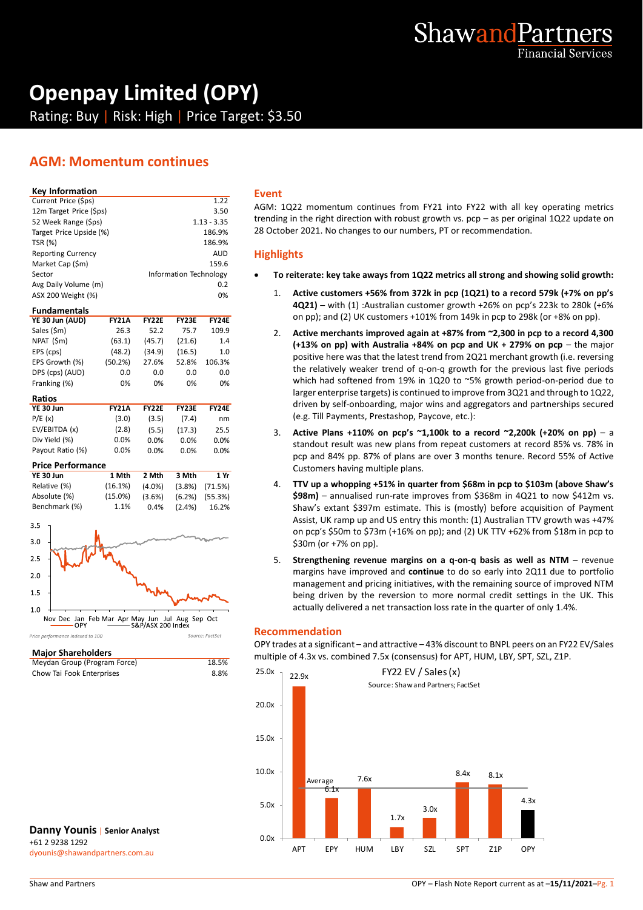# Openpay Limited (OPY)

Rating: Buy | Risk: High | Price Target: $3.50

## AGM: Momentum continues

### Key Information

| Key Information | |
|---|---|
| Current Price ($ps) | 1.22 |
| 12m Target Price ($ps) | 3.50 |
| 52 Week Range ($ps) | 1.13 - 3.35 |
| Target Price Upside (%) | 186.9% |
| TSR (%) | 186.9% |
| Reporting Currency | AUD |
| Market Cap ($m) | 159.6 |
| Sector | Information Technology |
| Avg Daily Volume (m) | 0.2 |
| ASX 200 Weight (%) | 0% |

### Fundamentals

| YE 30 Jun (AUD) | FY21A | FY22E | FY23E | FY24E |
|---|---|---|---|---|
| Sales ($m) | 26.3 | 52.2 | 75.7 | 109.9 |
| NPAT ($m) | (63.1) | (45.7) | (21.6) | 1.4 |
| EPS (cps) | (48.2) | (34.9) | (16.5) | 1.0 |
| EPS Growth (%) | (50.2%) | 27.6% | 52.8% | 106.3% |
| DPS (cps) (AUD) | 0.0 | 0.0 | 0.0 | 0.0 |
| Franking (%) | 0% | 0% | 0% | 0% |

### Ratios

| YE 30 Jun | FY21A | FY22E | FY23E | FY24E |
|---|---|---|---|---|
| P/E (x) | (3.0) | (3.5) | (7.4) | nm |
| EV/EBITDA (x) | (2.8) | (5.5) | (17.3) | 25.5 |
| Div Yield (%) | 0.0% | 0.0% | 0.0% | 0.0% |
| Payout Ratio (%) | 0.0% | 0.0% | 0.0% | 0.0% |

### Price Performance

| YE 30 Jun | 1 Mth | 2 Mth | 3 Mth | 1 Yr |
|---|---|---|---|---|
| Relative (%) | (16.1%) | (4.0%) | (3.8%) | (71.5%) |
| Absolute (%) | (15.0%) | (3.6%) | (6.2%) | (55.3%) |
| Benchmark (%) | 1.1% | 0.4% | (2.4%) | 16.2% |

Price performance indexed to 100 — Source: FactSet

### Major Shareholders

| Major Shareholders | |
|---|---|
| Meydan Group (Program Force) | 18.5% |
| Chow Tai Fook Enterprises | 8.8% |

**Danny Younis** | Senior Analyst
+61 2 9238 1292
dyounis@shawandpartners.com.au

## Event

AGM: 1Q22 momentum continues from FY21 into FY22 with all key operating metrics trending in the right direction with robust growth vs. pcp – as per original 1Q22 update on 28 October 2021. No changes to our numbers, PT or recommendation.

## Highlights

- **To reiterate: key take aways from 1Q22 metrics all strong and showing solid growth:**
  1. **Active customers +56% from 372k in pcp (1Q21) to a record 579k (+7% on pp's 4Q21)** – with (1) :Australian customer growth +26% on pcp's 223k to 280k (+6% on pp); and (2) UK customers +101% from 149k in pcp to 298k (or +8% on pp).
  2. **Active merchants improved again at +87% from ~2,300 in pcp to a record 4,300 (+13% on pp) with Australia +84% on pcp and UK + 279% on pcp** – the major positive here was that the latest trend from 2Q21 merchant growth (i.e. reversing the relatively weaker trend of q-on-q growth for the previous last five periods which had softened from 19% in 1Q20 to ~5% growth period-on-period due to larger enterprise targets) is continued to improve from 3Q21 and through to 1Q22, driven by self-onboarding, major wins and aggregators and partnerships secured (e.g. Till Payments, Prestashop, Paycove, etc.):
  3. **Active Plans +110% on pcp's ~1,100k to a record ~2,200k (+20% on pp)** – a standout result was new plans from repeat customers at record 85% vs. 78% in pcp and 84% pp. 87% of plans are over 3 months tenure. Record 55% of Active Customers having multiple plans.
  4. **TTV up a whopping +51% in quarter from $68m in pcp to $103m (above Shaw's $98m)** – annualised run-rate improves from $368m in 4Q21 to now $412m vs. Shaw's extant $397m estimate. This is (mostly) before acquisition of Payment Assist, UK ramp up and US entry this month: (1) Australian TTV growth was +47% on pcp's $50m to $73m (+16% on pp); and (2) UK TTV +62% from $18m in pcp to $30m (or +7% on pp).
  5. **Strengthening revenue margins on a q-on-q basis as well as NTM** – revenue margins have improved and **continue** to do so early into 2Q11 due to portfolio management and pricing initiatives, with the remaining source of improved NTM being driven by the reversion to more normal credit settings in the UK. This actually delivered a net transaction loss rate in the quarter of only 1.4%.

## Recommendation

OPY trades at a significant – and attractive – 43% discount to BNPL peers on an FY22 EV/Sales multiple of 4.3x vs. combined 7.5x (consensus) for APT, HUM, LBY, SPT, SZL, Z1P.

FY22 EV / Sales (x)
Source: Shaw and Partners; FactSet

| Company | FY22 EV / Sales (x) |
|---|---|
| APT | 22.9x |
| EPY | 6.1x |
| HUM | 7.6x |
| LBY | 1.7x |
| SZL | 3.0x |
| SPT | 8.4x |
| Z1P | 8.1x |
| OPY | 4.3x |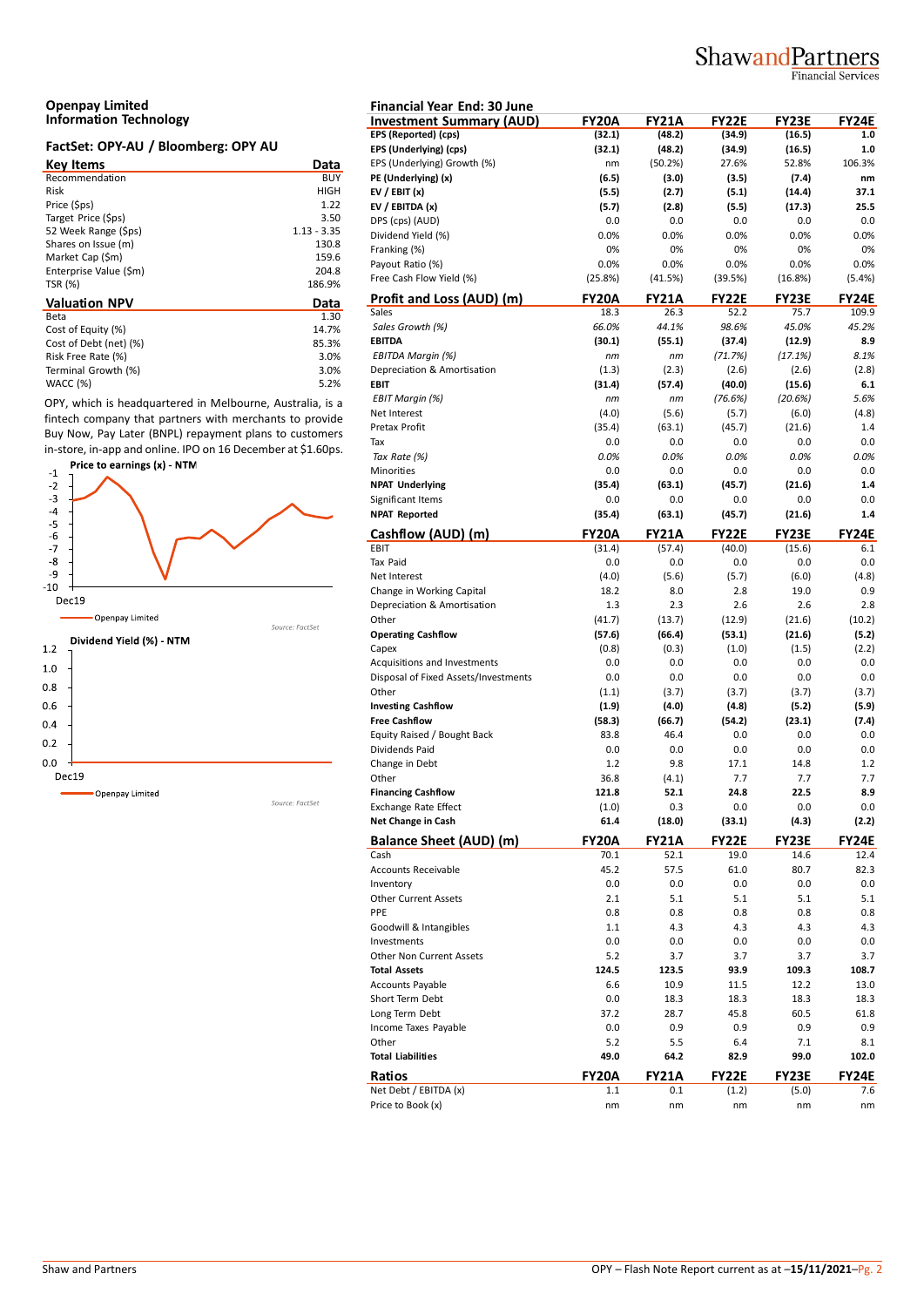**Openpay Limited**
**Information Technology**

**FactSet: OPY-AU / Bloomberg: OPY AU**

| Key Items | Data |
|---|---|
| Recommendation | BUY |
| Risk | HIGH |
| Price ($ps) | 1.22 |
| Target Price ($ps) | 3.50 |
| 52 Week Range ($ps) | 1.13 - 3.35 |
| Shares on Issue (m) | 130.8 |
| Market Cap ($m) | 159.6 |
| Enterprise Value ($m) | 204.8 |
| TSR (%) | 186.9% |

| Valuation NPV | Data |
|---|---|
| Beta | 1.30 |
| Cost of Equity (%) | 14.7% |
| Cost of Debt (net) (%) | 85.3% |
| Risk Free Rate (%) | 3.0% |
| Terminal Growth (%) | 3.0% |
| WACC (%) | 5.2% |

OPY, which is headquartered in Melbourne, Australia, is a fintech company that partners with merchants to provide Buy Now, Pay Later (BNPL) repayment plans to customers in-store, in-app and online. IPO on 16 December at $1.60ps.

**Price to earnings (x) - NTM**

Openpay Limited

Source: FactSet

**Dividend Yield (%) - NTM**

Openpay Limited

Source: FactSet

**Financial Year End: 30 June**

| Investment Summary (AUD) | FY20A | FY21A | FY22E | FY23E | FY24E |
|---|---|---|---|---|---|
| **EPS (Reported) (cps)** | **(32.1)** | **(48.2)** | **(34.9)** | **(16.5)** | **1.0** |
| **EPS (Underlying) (cps)** | **(32.1)** | **(48.2)** | **(34.9)** | **(16.5)** | **1.0** |
| EPS (Underlying) Growth (%) | nm | (50.2%) | 27.6% | 52.8% | 106.3% |
| **PE (Underlying) (x)** | **(6.5)** | **(3.0)** | **(3.5)** | **(7.4)** | **nm** |
| **EV / EBIT (x)** | **(5.5)** | **(2.7)** | **(5.1)** | **(14.4)** | **37.1** |
| **EV / EBITDA (x)** | **(5.7)** | **(2.8)** | **(5.5)** | **(17.3)** | **25.5** |
| DPS (cps) (AUD) | 0.0 | 0.0 | 0.0 | 0.0 | 0.0 |
| Dividend Yield (%) | 0.0% | 0.0% | 0.0% | 0.0% | 0.0% |
| Franking (%) | 0% | 0% | 0% | 0% | 0% |
| Payout Ratio (%) | 0.0% | 0.0% | 0.0% | 0.0% | 0.0% |
| Free Cash Flow Yield (%) | (25.8%) | (41.5%) | (39.5%) | (16.8%) | (5.4%) |

| Profit and Loss (AUD) (m) | FY20A | FY21A | FY22E | FY23E | FY24E |
|---|---|---|---|---|---|
| Sales | 18.3 | 26.3 | 52.2 | 75.7 | 109.9 |
| *Sales Growth (%)* | *66.0%* | *44.1%* | *98.6%* | *45.0%* | *45.2%* |
| **EBITDA** | **(30.1)** | **(55.1)** | **(37.4)** | **(12.9)** | **8.9** |
| *EBITDA Margin (%)* | *nm* | *nm* | *(71.7%)* | *(17.1%)* | *8.1%* |
| Depreciation & Amortisation | (1.3) | (2.3) | (2.6) | (2.6) | (2.8) |
| **EBIT** | **(31.4)** | **(57.4)** | **(40.0)** | **(15.6)** | **6.1** |
| *EBIT Margin (%)* | *nm* | *nm* | *(76.6%)* | *(20.6%)* | *5.6%* |
| Net Interest | (4.0) | (5.6) | (5.7) | (6.0) | (4.8) |
| Pretax Profit | (35.4) | (63.1) | (45.7) | (21.6) | 1.4 |
| Tax | 0.0 | 0.0 | 0.0 | 0.0 | 0.0 |
| *Tax Rate (%)* | *0.0%* | *0.0%* | *0.0%* | *0.0%* | *0.0%* |
| Minorities | 0.0 | 0.0 | 0.0 | 0.0 | 0.0 |
| **NPAT Underlying** | **(35.4)** | **(63.1)** | **(45.7)** | **(21.6)** | **1.4** |
| Significant Items | 0.0 | 0.0 | 0.0 | 0.0 | 0.0 |
| **NPAT Reported** | **(35.4)** | **(63.1)** | **(45.7)** | **(21.6)** | **1.4** |

| Cashflow (AUD) (m) | FY20A | FY21A | FY22E | FY23E | FY24E |
|---|---|---|---|---|---|
| EBIT | (31.4) | (57.4) | (40.0) | (15.6) | 6.1 |
| Tax Paid | 0.0 | 0.0 | 0.0 | 0.0 | 0.0 |
| Net Interest | (4.0) | (5.6) | (5.7) | (6.0) | (4.8) |
| Change in Working Capital | 18.2 | 8.0 | 2.8 | 19.0 | 0.9 |
| Depreciation & Amortisation | 1.3 | 2.3 | 2.6 | 2.6 | 2.8 |
| Other | (41.7) | (13.7) | (12.9) | (21.6) | (10.2) |
| **Operating Cashflow** | **(57.6)** | **(66.4)** | **(53.1)** | **(21.6)** | **(5.2)** |
| Capex | (0.8) | (0.3) | (1.0) | (1.5) | (2.2) |
| Acquisitions and Investments | 0.0 | 0.0 | 0.0 | 0.0 | 0.0 |
| Disposal of Fixed Assets/Investments | 0.0 | 0.0 | 0.0 | 0.0 | 0.0 |
| Other | (1.1) | (3.7) | (3.7) | (3.7) | (3.7) |
| **Investing Cashflow** | **(1.9)** | **(4.0)** | **(4.8)** | **(5.2)** | **(5.9)** |
| **Free Cashflow** | **(58.3)** | **(66.7)** | **(54.2)** | **(23.1)** | **(7.4)** |
| Equity Raised / Bought Back | 83.8 | 46.4 | 0.0 | 0.0 | 0.0 |
| Dividends Paid | 0.0 | 0.0 | 0.0 | 0.0 | 0.0 |
| Change in Debt | 1.2 | 9.8 | 17.1 | 14.8 | 1.2 |
| Other | 36.8 | (4.1) | 7.7 | 7.7 | 7.7 |
| **Financing Cashflow** | **121.8** | **52.1** | **24.8** | **22.5** | **8.9** |
| Exchange Rate Effect | (1.0) | 0.3 | 0.0 | 0.0 | 0.0 |
| **Net Change in Cash** | **61.4** | **(18.0)** | **(33.1)** | **(4.3)** | **(2.2)** |

| Balance Sheet (AUD) (m) | FY20A | FY21A | FY22E | FY23E | FY24E |
|---|---|---|---|---|---|
| Cash | 70.1 | 52.1 | 19.0 | 14.6 | 12.4 |
| Accounts Receivable | 45.2 | 57.5 | 61.0 | 80.7 | 82.3 |
| Inventory | 0.0 | 0.0 | 0.0 | 0.0 | 0.0 |
| Other Current Assets | 2.1 | 5.1 | 5.1 | 5.1 | 5.1 |
| PPE | 0.8 | 0.8 | 0.8 | 0.8 | 0.8 |
| Goodwill & Intangibles | 1.1 | 4.3 | 4.3 | 4.3 | 4.3 |
| Investments | 0.0 | 0.0 | 0.0 | 0.0 | 0.0 |
| Other Non Current Assets | 5.2 | 3.7 | 3.7 | 3.7 | 3.7 |
| **Total Assets** | **124.5** | **123.5** | **93.9** | **109.3** | **108.7** |
| Accounts Payable | 6.6 | 10.9 | 11.5 | 12.2 | 13.0 |
| Short Term Debt | 0.0 | 18.3 | 18.3 | 18.3 | 18.3 |
| Long Term Debt | 37.2 | 28.7 | 45.8 | 60.5 | 61.8 |
| Income Taxes Payable | 0.0 | 0.9 | 0.9 | 0.9 | 0.9 |
| Other | 5.2 | 5.5 | 6.4 | 7.1 | 8.1 |
| **Total Liabilities** | **49.0** | **64.2** | **82.9** | **99.0** | **102.0** |

| Ratios | FY20A | FY21A | FY22E | FY23E | FY24E |
|---|---|---|---|---|---|
| Net Debt / EBITDA (x) | 1.1 | 0.1 | (1.2) | (5.0) | 7.6 |
| Price to Book (x) | nm | nm | nm | nm | nm |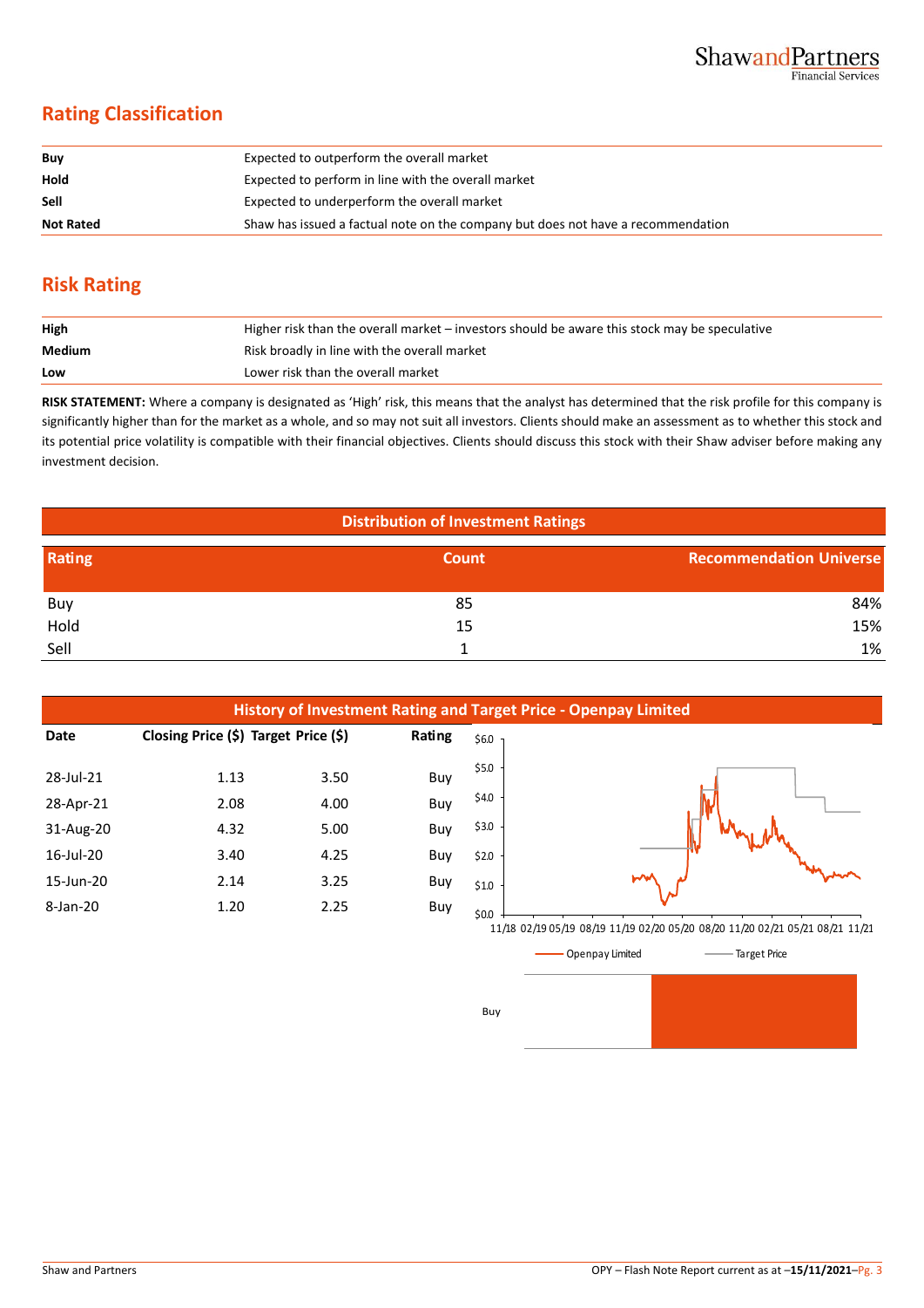## Rating Classification

| | |
|---|---|
| **Buy** | Expected to outperform the overall market |
| **Hold** | Expected to perform in line with the overall market |
| **Sell** | Expected to underperform the overall market |
| **Not Rated** | Shaw has issued a factual note on the company but does not have a recommendation |

## Risk Rating

| | |
|---|---|
| **High** | Higher risk than the overall market – investors should be aware this stock may be speculative |
| **Medium** | Risk broadly in line with the overall market |
| **Low** | Lower risk than the overall market |

**RISK STATEMENT:** Where a company is designated as 'High' risk, this means that the analyst has determined that the risk profile for this company is significantly higher than for the market as a whole, and so may not suit all investors. Clients should make an assessment as to whether this stock and its potential price volatility is compatible with their financial objectives. Clients should discuss this stock with their Shaw adviser before making any investment decision.

### Distribution of Investment Ratings

| Rating | Count | Recommendation Universe |
|---|---|---|
| Buy | 85 | 84% |
| Hold | 15 | 15% |
| Sell | 1 | 1% |

### History of Investment Rating and Target Price - Openpay Limited

| Date | Closing Price ($) | Target Price ($) | Rating |
|---|---|---|---|
| 28-Jul-21 | 1.13 | 3.50 | Buy |
| 28-Apr-21 | 2.08 | 4.00 | Buy |
| 31-Aug-20 | 4.32 | 5.00 | Buy |
| 16-Jul-20 | 3.40 | 4.25 | Buy |
| 15-Jun-20 | 2.14 | 3.25 | Buy |
| 8-Jan-20 | 1.20 | 2.25 | Buy |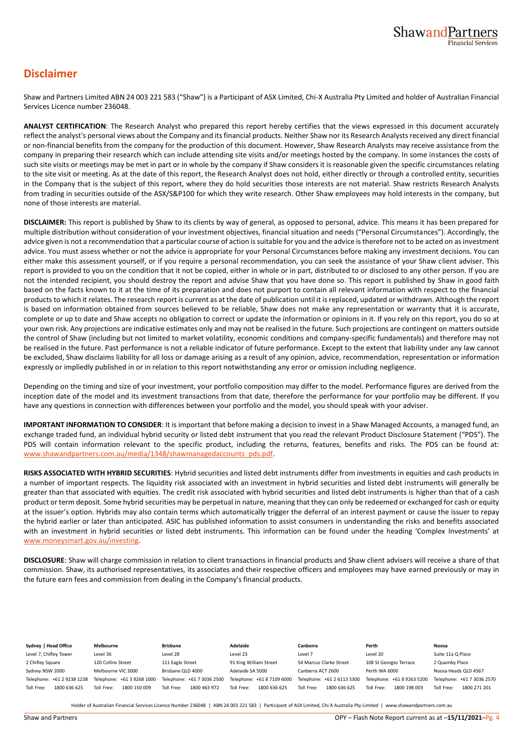# Disclaimer

Shaw and Partners Limited ABN 24 003 221 583 ("Shaw") is a Participant of ASX Limited, Chi-X Australia Pty Limited and holder of Australian Financial Services Licence number 236048.

**ANALYST CERTIFICATION**: The Research Analyst who prepared this report hereby certifies that the views expressed in this document accurately reflect the analyst's personal views about the Company and its financial products. Neither Shaw nor its Research Analysts received any direct financial or non-financial benefits from the company for the production of this document. However, Shaw Research Analysts may receive assistance from the company in preparing their research which can include attending site visits and/or meetings hosted by the company. In some instances the costs of such site visits or meetings may be met in part or in whole by the company if Shaw considers it is reasonable given the specific circumstances relating to the site visit or meeting. As at the date of this report, the Research Analyst does not hold, either directly or through a controlled entity, securities in the Company that is the subject of this report, where they do hold securities those interests are not material. Shaw restricts Research Analysts from trading in securities outside of the ASX/S&P100 for which they write research. Other Shaw employees may hold interests in the company, but none of those interests are material.

**DISCLAIMER:** This report is published by Shaw to its clients by way of general, as opposed to personal, advice. This means it has been prepared for multiple distribution without consideration of your investment objectives, financial situation and needs ("Personal Circumstances"). Accordingly, the advice given is not a recommendation that a particular course of action is suitable for you and the advice is therefore not to be acted on as investment advice. You must assess whether or not the advice is appropriate for your Personal Circumstances before making any investment decisions. You can either make this assessment yourself, or if you require a personal recommendation, you can seek the assistance of your Shaw client adviser. This report is provided to you on the condition that it not be copied, either in whole or in part, distributed to or disclosed to any other person. If you are not the intended recipient, you should destroy the report and advise Shaw that you have done so. This report is published by Shaw in good faith based on the facts known to it at the time of its preparation and does not purport to contain all relevant information with respect to the financial products to which it relates. The research report is current as at the date of publication until it is replaced, updated or withdrawn. Although the report is based on information obtained from sources believed to be reliable, Shaw does not make any representation or warranty that it is accurate, complete or up to date and Shaw accepts no obligation to correct or update the information or opinions in it. If you rely on this report, you do so at your own risk. Any projections are indicative estimates only and may not be realised in the future. Such projections are contingent on matters outside the control of Shaw (including but not limited to market volatility, economic conditions and company-specific fundamentals) and therefore may not be realised in the future. Past performance is not a reliable indicator of future performance. Except to the extent that liability under any law cannot be excluded, Shaw disclaims liability for all loss or damage arising as a result of any opinion, advice, recommendation, representation or information expressly or impliedly published in or in relation to this report notwithstanding any error or omission including negligence.

Depending on the timing and size of your investment, your portfolio composition may differ to the model. Performance figures are derived from the inception date of the model and its investment transactions from that date, therefore the performance for your portfolio may be different. If you have any questions in connection with differences between your portfolio and the model, you should speak with your adviser.

**IMPORTANT INFORMATION TO CONSIDER**: It is important that before making a decision to invest in a Shaw Managed Accounts, a managed fund, an exchange traded fund, an individual hybrid security or listed debt instrument that you read the relevant Product Disclosure Statement ("PDS"). The PDS will contain information relevant to the specific product, including the returns, features, benefits and risks. The PDS can be found at: www.shawandpartners.com.au/media/1348/shawmanagedaccounts_pds.pdf.

**RISKS ASSOCIATED WITH HYBRID SECURITIES**: Hybrid securities and listed debt instruments differ from investments in equities and cash products in a number of important respects. The liquidity risk associated with an investment in hybrid securities and listed debt instruments will generally be greater than that associated with equities. The credit risk associated with hybrid securities and listed debt instruments is higher than that of a cash product or term deposit. Some hybrid securities may be perpetual in nature, meaning that they can only be redeemed or exchanged for cash or equity at the issuer's option. Hybrids may also contain terms which automatically trigger the deferral of an interest payment or cause the issuer to repay the hybrid earlier or later than anticipated. ASIC has published information to assist consumers in understanding the risks and benefits associated with an investment in hybrid securities or listed debt instruments. This information can be found under the heading 'Complex Investments' at www.moneysmart.gov.au/investing.

**DISCLOSURE**: Shaw will charge commission in relation to client transactions in financial products and Shaw client advisers will receive a share of that commission. Shaw, its authorised representatives, its associates and their respective officers and employees may have earned previously or may in the future earn fees and commission from dealing in the Company's financial products.

| Sydney \| Head Office | Melbourne | Brisbane | Adelaide | Canberra | Perth | Noosa |
|---|---|---|---|---|---|---|
| Level 7, Chifley Tower | Level 36 | Level 28 | Level 23 | Level 7 | Level 20 | Suite 11a Q Place |
| 2 Chifley Square | 120 Collins Street | 111 Eagle Street | 91 King William Street | 54 Marcus Clarke Street | 108 St Georges Terrace | 2 Quamby Place |
| Sydney NSW 2000 | Melbourne VIC 3000 | Brisbane QLD 4000 | Adelaide SA 5000 | Canberra ACT 2600 | Perth WA 6000 | Noosa Heads QLD 4567 |
| Telephone: +61 2 9238 1238 | Telephone: +61 3 9268 1000 | Telephone: +61 7 3036 2500 | Telephone: +61 8 7109 6000 | Telephone: +61 2 6113 5300 | Telephone: +61 8 9263 5200 | Telephone: +61 7 3036 2570 |
| Toll Free: 1800 636 625 | Toll Free: 1800 150 009 | Toll Free: 1800 463 972 | Toll Free: 1800 636 625 | Toll Free: 1800 636 625 | Toll Free: 1800 198 003 | Toll Free: 1800 271 201 |

Holder of Australian Financial Services Licence Number 236048 | ABN 24 003 221 583 | Participant of ASX Limited, Chi-X Australia Pty Limited | www.shawandpartners.com.au